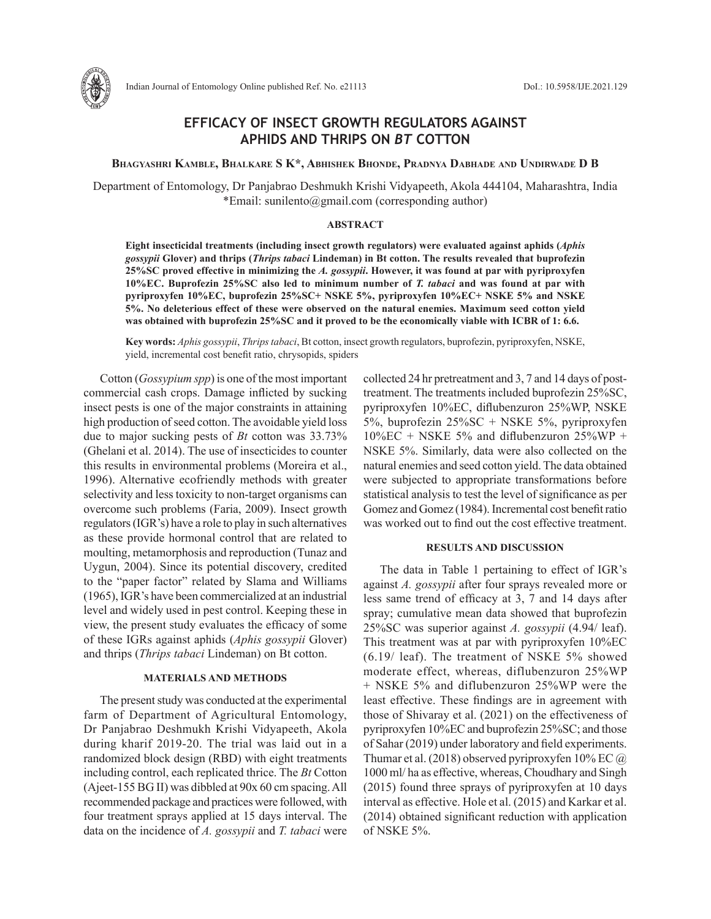# EFFICACY OF INSECT GROWTH REGULATORS AGAINST APHIDS AND THRIPS ON *BT* COTTON

**Bhagyashri Kamble, Bhalkare S K*, Abhishek Bhonde, Pradnya Dabhade and Undirwade D B**

Department of Entomology, Dr Panjabrao Deshmukh Krishi Vidyapeeth, Akola 444104, Maharashtra, India
*Email: sunilento@gmail.com (corresponding author)

## ABSTRACT

**Eight insecticidal treatments (including insect growth regulators) were evaluated against aphids (*Aphis gossypii* Glover) and thrips (*Thrips tabaci* Lindeman) in Bt cotton. The results revealed that buprofezin 25%SC proved effective in minimizing the *A. gossypii*. However, it was found at par with pyriproxyfen 10%EC. Buprofezin 25%SC also led to minimum number of *T. tabaci* and was found at par with pyriproxyfen 10%EC, buprofezin 25%SC+ NSKE 5%, pyriproxyfen 10%EC+ NSKE 5% and NSKE 5%. No deleterious effect of these were observed on the natural enemies. Maximum seed cotton yield was obtained with buprofezin 25%SC and it proved to be the economically viable with ICBR of 1: 6.6.**

**Key words:** *Aphis gossypii*, *Thrips tabaci*, Bt cotton, insect growth regulators, buprofezin, pyriproxyfen, NSKE, yield, incremental cost benefit ratio, chrysopids, spiders

Cotton (*Gossypium spp*) is one of the most important commercial cash crops. Damage inflicted by sucking insect pests is one of the major constraints in attaining high production of seed cotton. The avoidable yield loss due to major sucking pests of *Bt* cotton was 33.73% (Ghelani et al. 2014). The use of insecticides to counter this results in environmental problems (Moreira et al., 1996). Alternative ecofriendly methods with greater selectivity and less toxicity to non-target organisms can overcome such problems (Faria, 2009). Insect growth regulators (IGR's) have a role to play in such alternatives as these provide hormonal control that are related to moulting, metamorphosis and reproduction (Tunaz and Uygun, 2004). Since its potential discovery, credited to the "paper factor" related by Slama and Williams (1965), IGR's have been commercialized at an industrial level and widely used in pest control. Keeping these in view, the present study evaluates the efficacy of some of these IGRs against aphids (*Aphis gossypii* Glover) and thrips (*Thrips tabaci* Lindeman) on Bt cotton.

## MATERIALS AND METHODS

The present study was conducted at the experimental farm of Department of Agricultural Entomology, Dr Panjabrao Deshmukh Krishi Vidyapeeth, Akola during kharif 2019-20. The trial was laid out in a randomized block design (RBD) with eight treatments including control, each replicated thrice. The *Bt* Cotton (Ajeet-155 BG II) was dibbled at 90x 60 cm spacing. All recommended package and practices were followed, with four treatment sprays applied at 15 days interval. The data on the incidence of *A. gossypii* and *T. tabaci* were collected 24 hr pretreatment and 3, 7 and 14 days of post-treatment. The treatments included buprofezin 25%SC, pyriproxyfen 10%EC, diflubenzuron 25%WP, NSKE 5%, buprofezin 25%SC + NSKE 5%, pyriproxyfen 10%EC + NSKE 5% and diflubenzuron 25%WP + NSKE 5%. Similarly, data were also collected on the natural enemies and seed cotton yield. The data obtained were subjected to appropriate transformations before statistical analysis to test the level of significance as per Gomez and Gomez (1984). Incremental cost benefit ratio was worked out to find out the cost effective treatment.

## RESULTS AND DISCUSSION

The data in Table 1 pertaining to effect of IGR's against *A. gossypii* after four sprays revealed more or less same trend of efficacy at 3, 7 and 14 days after spray; cumulative mean data showed that buprofezin 25%SC was superior against *A. gossypii* (4.94/ leaf). This treatment was at par with pyriproxyfen 10%EC (6.19/ leaf). The treatment of NSKE 5% showed moderate effect, whereas, diflubenzuron 25%WP + NSKE 5% and diflubenzuron 25%WP were the least effective. These findings are in agreement with those of Shivaray et al. (2021) on the effectiveness of pyriproxyfen 10%EC and buprofezin 25%SC; and those of Sahar (2019) under laboratory and field experiments. Thumar et al. (2018) observed pyriproxyfen 10% EC @ 1000 ml/ ha as effective, whereas, Choudhary and Singh (2015) found three sprays of pyriproxyfen at 10 days interval as effective. Hole et al. (2015) and Karkar et al. (2014) obtained significant reduction with application of NSKE 5%.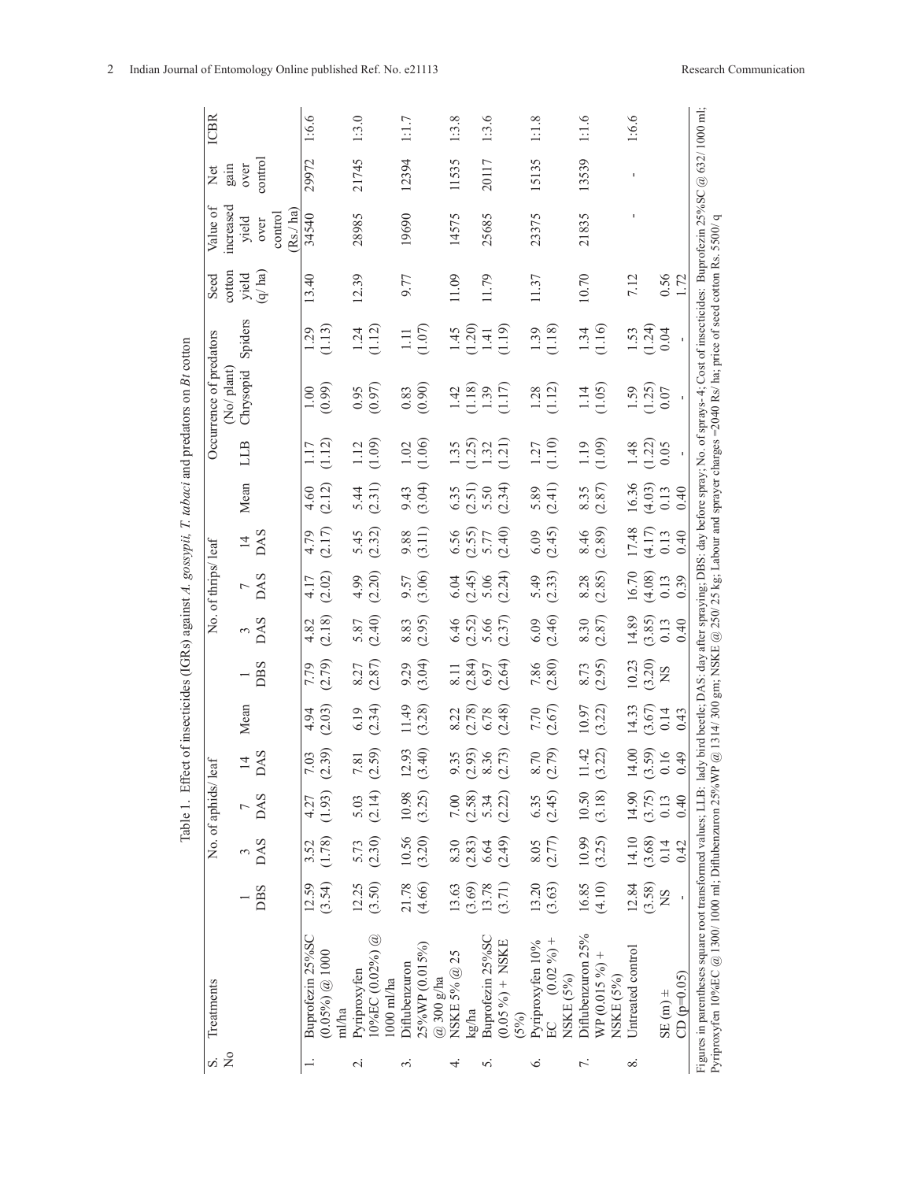Table 1. Effect of insecticides (IGRs) against *A. gossypii, T. tabaci* and predators on *Bt* cotton

| S. No | Treatments | No. of aphids/ leaf | | | | | No. of thrips/ leaf | | | | | Occurrence of predators (No/ plant) | | | Seed cotton yield (q/ ha) | Value of increased yield over control (Rs./ ha) | Net gain over control | ICBR |
|---|---|---|---|---|---|---|---|---|---|---|---|---|---|---|---|---|---|---|
| | | 1 DBS | 3 DAS | 7 DAS | 14 DAS | Mean | 1 DBS | 3 DAS | 7 DAS | 14 DAS | Mean | LLB | Chrysopid | Spiders | | | | |
| 1. | Buprofezin 25%SC (0.05%) @ 1000 ml/ha | 12.59 (3.54) | 3.52 (1.78) | 4.27 (1.93) | 7.03 (2.39) | 4.94 (2.03) | 7.79 (2.79) | 4.82 (2.18) | 4.17 (2.02) | 4.79 (2.17) | 4.60 (2.12) | 1.17 (1.12) | 1.00 (0.99) | 1.29 (1.13) | 13.40 | 34540 | 29972 | 1:6.6 |
| 2. | Pyriproxyfen 10%EC (0.02%) @ 1000 ml/ha | 12.25 (3.50) | 5.73 (2.30) | 5.03 (2.14) | 7.81 (2.59) | 6.19 (2.34) | 8.27 (2.87) | 5.87 (2.40) | 4.99 (2.20) | 5.45 (2.32) | 5.44 (2.31) | 1.12 (1.09) | 0.95 (0.97) | 1.24 (1.12) | 12.39 | 28985 | 21745 | 1:3.0 |
| 3. | Diflubenzuron 25%WP (0.015%) @ 300 g/ha | 21.78 (4.66) | 10.56 (3.20) | 10.98 (3.25) | 12.93 (3.40) | 11.49 (3.28) | 9.29 (3.04) | 8.83 (2.95) | 9.57 (3.06) | 9.88 (3.11) | 9.43 (3.04) | 1.02 (1.06) | 0.83 (0.90) | 1.11 (1.07) | 9.77 | 19690 | 12394 | 1:1.7 |
| 4. | NSKE 5% @ 25 kg/ha | 13.63 (3.69) | 8.30 (2.83) | 7.00 (2.58) | 9.35 (2.93) | 8.22 (2.78) | 8.11 (2.84) | 6.46 (2.52) | 6.04 (2.45) | 6.56 (2.55) | 6.35 (2.51) | 1.35 (1.25) | 1.42 (1.18) | 1.45 (1.20) | 11.09 | 14575 | 11535 | 1:3.8 |
| 5. | Buprofezin 25%SC (0.05 %) + NSKE (5%) | 13.78 (3.71) | 6.64 (2.49) | 5.34 (2.22) | 8.36 (2.73) | 6.78 (2.48) | 6.97 (2.64) | 5.66 (2.37) | 5.06 (2.24) | 5.77 (2.40) | 5.50 (2.34) | 1.32 (1.21) | 1.39 (1.17) | 1.41 (1.19) | 11.79 | 25685 | 20117 | 1:3.6 |
| 6. | Pyriproxyfen 10% EC (0.02 %) + NSKE (5%) | 13.20 (3.63) | 8.05 (2.77) | 6.35 (2.45) | 8.70 (2.79) | 7.70 (2.67) | 7.86 (2.80) | 6.09 (2.46) | 5.49 (2.33) | 6.09 (2.45) | 5.89 (2.41) | 1.27 (1.10) | 1.28 (1.12) | 1.39 (1.18) | 11.37 | 23375 | 15135 | 1:1.8 |
| 7. | Diflubenzuron 25% WP (0.015 %) + NSKE (5%) | 16.85 (4.10) | 10.99 (3.25) | 10.50 (3.18) | 11.42 (3.22) | 10.97 (3.22) | 8.73 (2.95) | 8.30 (2.87) | 8.28 (2.85) | 8.46 (2.89) | 8.35 (2.87) | 1.19 (1.09) | 1.14 (1.05) | 1.34 (1.16) | 10.70 | 21835 | 13539 | 1:1.6 |
| 8. | Untreated control | 12.84 (3.58) | 14.10 (3.68) | 14.90 (3.75) | 14.00 (3.59) | 14.33 (3.67) | 10.23 (3.20) | 14.89 (3.85) | 16.70 (4.08) | 17.48 (4.17) | 16.36 (4.03) | 1.48 (1.22) | 1.59 (1.25) | 1.53 (1.24) | 7.12 | - | - | 1:6.6 |
| | SE (m) ± | NS | 0.14 | 0.13 | 0.16 | 0.14 | NS | 0.13 | 0.13 | 0.13 | 0.13 | 0.05 | 0.07 | 0.04 | 0.56 | | | |
| | CD (p=0.05) | - | 0.42 | 0.40 | 0.49 | 0.43 | | 0.40 | 0.39 | 0.40 | 0.40 | - | - | - | 1.72 | | | |

Figures in parentheses square root transformed values; LLB: lady bird beetle; DAS: day after spraying; DBS: day before spray; No. of sprays- 4; Cost of insecticides: Buprofezin 25%SC @ 632/ 1000 ml; Pyriproxyfen 10%EC @ 1300/ 1000 ml; Diflubenzuron 25%WP @ 1314/ 300 gm; NSKE @ 250/ 25 kg; Labour and sprayer charges =2040 Rs/ ha; price of seed cotton Rs. 5500/ q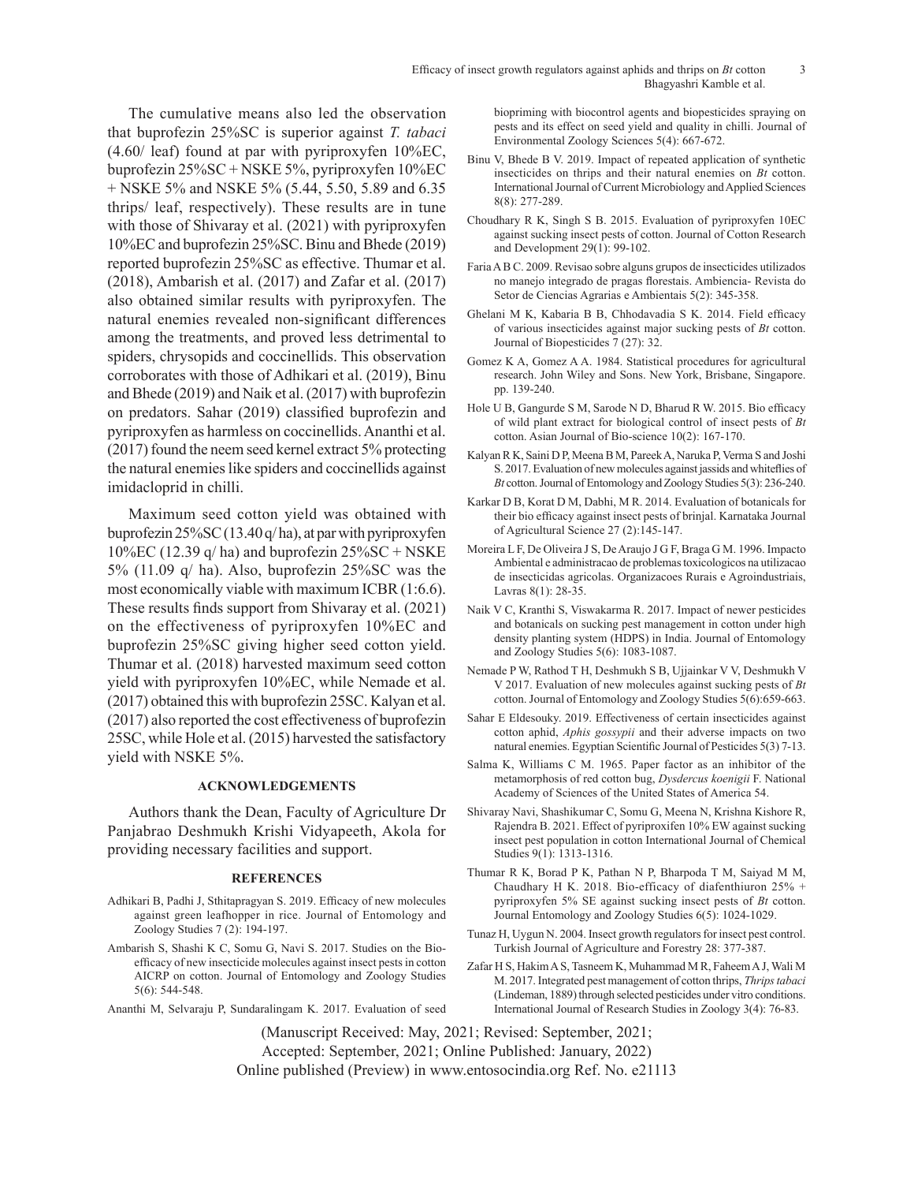The cumulative means also led the observation that buprofezin 25%SC is superior against *T. tabaci* (4.60/ leaf) found at par with pyriproxyfen 10%EC, buprofezin 25%SC + NSKE 5%, pyriproxyfen 10%EC + NSKE 5% and NSKE 5% (5.44, 5.50, 5.89 and 6.35 thrips/ leaf, respectively). These results are in tune with those of Shivaray et al. (2021) with pyriproxyfen 10%EC and buprofezin 25%SC. Binu and Bhede (2019) reported buprofezin 25%SC as effective. Thumar et al. (2018), Ambarish et al. (2017) and Zafar et al. (2017) also obtained similar results with pyriproxyfen. The natural enemies revealed non-significant differences among the treatments, and proved less detrimental to spiders, chrysopids and coccinellids. This observation corroborates with those of Adhikari et al. (2019), Binu and Bhede (2019) and Naik et al. (2017) with buprofezin on predators. Sahar (2019) classified buprofezin and pyriproxyfen as harmless on coccinellids. Ananthi et al. (2017) found the neem seed kernel extract 5% protecting the natural enemies like spiders and coccinellids against imidacloprid in chilli.

Maximum seed cotton yield was obtained with buprofezin 25%SC (13.40 q/ ha), at par with pyriproxyfen 10%EC (12.39 q/ ha) and buprofezin 25%SC + NSKE 5% (11.09 q/ ha). Also, buprofezin 25%SC was the most economically viable with maximum ICBR (1:6.6). These results finds support from Shivaray et al. (2021) on the effectiveness of pyriproxyfen 10%EC and buprofezin 25%SC giving higher seed cotton yield. Thumar et al. (2018) harvested maximum seed cotton yield with pyriproxyfen 10%EC, while Nemade et al. (2017) obtained this with buprofezin 25SC. Kalyan et al. (2017) also reported the cost effectiveness of buprofezin 25SC, while Hole et al. (2015) harvested the satisfactory yield with NSKE 5%.

## ACKNOWLEDGEMENTS

Authors thank the Dean, Faculty of Agriculture Dr Panjabrao Deshmukh Krishi Vidyapeeth, Akola for providing necessary facilities and support.

## REFERENCES

Adhikari B, Padhi J, Sthitapragyan S. 2019. Efficacy of new molecules against green leafhopper in rice. Journal of Entomology and Zoology Studies 7 (2): 194-197.

Ambarish S, Shashi K C, Somu G, Navi S. 2017. Studies on the Bio-efficacy of new insecticide molecules against insect pests in cotton AICRP on cotton. Journal of Entomology and Zoology Studies 5(6): 544-548.

Ananthi M, Selvaraju P, Sundaralingam K. 2017. Evaluation of seed biopriming with biocontrol agents and biopesticides spraying on pests and its effect on seed yield and quality in chilli. Journal of Environmental Zoology Sciences 5(4): 667-672.

Binu V, Bhede B V. 2019. Impact of repeated application of synthetic insecticides on thrips and their natural enemies on *Bt* cotton. International Journal of Current Microbiology and Applied Sciences 8(8): 277-289.

Choudhary R K, Singh S B. 2015. Evaluation of pyriproxyfen 10EC against sucking insect pests of cotton. Journal of Cotton Research and Development 29(1): 99-102.

Faria A B C. 2009. Revisao sobre alguns grupos de insecticides utilizados no manejo integrado de pragas florestais. Ambiencia- Revista do Setor de Ciencias Agrarias e Ambientais 5(2): 345-358.

Ghelani M K, Kabaria B B, Chhodavadia S K. 2014. Field efficacy of various insecticides against major sucking pests of *Bt* cotton. Journal of Biopesticides 7 (27): 32.

Gomez K A, Gomez A A. 1984. Statistical procedures for agricultural research. John Wiley and Sons. New York, Brisbane, Singapore. pp. 139-240.

Hole U B, Gangurde S M, Sarode N D, Bharud R W. 2015. Bio efficacy of wild plant extract for biological control of insect pests of *Bt* cotton. Asian Journal of Bio-science 10(2): 167-170.

Kalyan R K, Saini D P, Meena B M, Pareek A, Naruka P, Verma S and Joshi S. 2017. Evaluation of new molecules against jassids and whiteflies of *Bt* cotton. Journal of Entomology and Zoology Studies 5(3): 236-240.

Karkar D B, Korat D M, Dabhi, M R. 2014. Evaluation of botanicals for their bio efficacy against insect pests of brinjal. Karnataka Journal of Agricultural Science 27 (2):145-147.

Moreira L F, De Oliveira J S, De Araujo J G F, Braga G M. 1996. Impacto Ambiental e administracao de problemas toxicologicos na utilizacao de insecticidas agricolas. Organizacoes Rurais e Agroindustriais, Lavras 8(1): 28-35.

Naik V C, Kranthi S, Viswakarma R. 2017. Impact of newer pesticides and botanicals on sucking pest management in cotton under high density planting system (HDPS) in India. Journal of Entomology and Zoology Studies 5(6): 1083-1087.

Nemade P W, Rathod T H, Deshmukh S B, Ujjainkar V V, Deshmukh V V 2017. Evaluation of new molecules against sucking pests of *Bt* cotton. Journal of Entomology and Zoology Studies 5(6):659-663.

Sahar E Eldesouky. 2019. Effectiveness of certain insecticides against cotton aphid, *Aphis gossypii* and their adverse impacts on two natural enemies. Egyptian Scientific Journal of Pesticides 5(3) 7-13.

Salma K, Williams C M. 1965. Paper factor as an inhibitor of the metamorphosis of red cotton bug, *Dysdercus koenigii* F. National Academy of Sciences of the United States of America 54.

Shivaray Navi, Shashikumar C, Somu G, Meena N, Krishna Kishore R, Rajendra B. 2021. Effect of pyriproxifen 10% EW against sucking insect pest population in cotton International Journal of Chemical Studies 9(1): 1313-1316.

Thumar R K, Borad P K, Pathan N P, Bharpoda T M, Saiyad M M, Chaudhary H K. 2018. Bio-efficacy of diafenthiuron 25% + pyriproxyfen 5% SE against sucking insect pests of *Bt* cotton. Journal Entomology and Zoology Studies 6(5): 1024-1029.

Tunaz H, Uygun N. 2004. Insect growth regulators for insect pest control. Turkish Journal of Agriculture and Forestry 28: 377-387.

Zafar H S, Hakim A S, Tasneem K, Muhammad M R, Faheem A J, Wali M M. 2017. Integrated pest management of cotton thrips, *Thrips tabaci* (Lindeman, 1889) through selected pesticides under vitro conditions. International Journal of Research Studies in Zoology 3(4): 76-83.

(Manuscript Received: May, 2021; Revised: September, 2021; Accepted: September, 2021; Online Published: January, 2022)
Online published (Preview) in www.entosocindia.org Ref. No. e21113